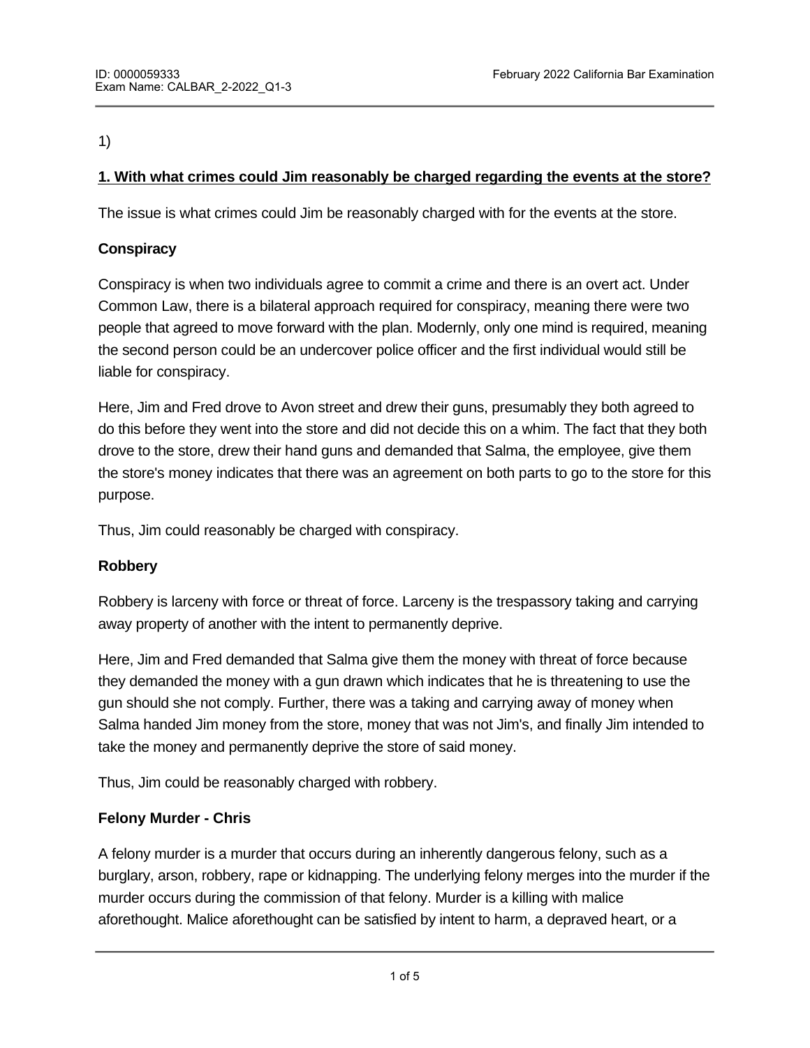1)

**1. With what crimes could Jim reasonably be charged regarding the events at the store?**

The issue is what crimes could Jim be reasonably charged with for the events at the store.

**Conspiracy**

Conspiracy is when two individuals agree to commit a crime and there is an overt act. Under Common Law, there is a bilateral approach required for conspiracy, meaning there were two people that agreed to move forward with the plan. Modernly, only one mind is required, meaning the second person could be an undercover police officer and the first individual would still be liable for conspiracy.

Here, Jim and Fred drove to Avon street and drew their guns, presumably they both agreed to do this before they went into the store and did not decide this on a whim. The fact that they both drove to the store, drew their hand guns and demanded that Salma, the employee, give them the store's money indicates that there was an agreement on both parts to go to the store for this purpose.

Thus, Jim could reasonably be charged with conspiracy.

**Robbery**

Robbery is larceny with force or threat of force. Larceny is the trespassory taking and carrying away property of another with the intent to permanently deprive.

Here, Jim and Fred demanded that Salma give them the money with threat of force because they demanded the money with a gun drawn which indicates that he is threatening to use the gun should she not comply. Further, there was a taking and carrying away of money when Salma handed Jim money from the store, money that was not Jim's, and finally Jim intended to take the money and permanently deprive the store of said money.

Thus, Jim could be reasonably charged with robbery.

**Felony Murder - Chris**

A felony murder is a murder that occurs during an inherently dangerous felony, such as a burglary, arson, robbery, rape or kidnapping. The underlying felony merges into the murder if the murder occurs during the commission of that felony. Murder is a killing with malice aforethought. Malice aforethought can be satisfied by intent to harm, a depraved heart, or a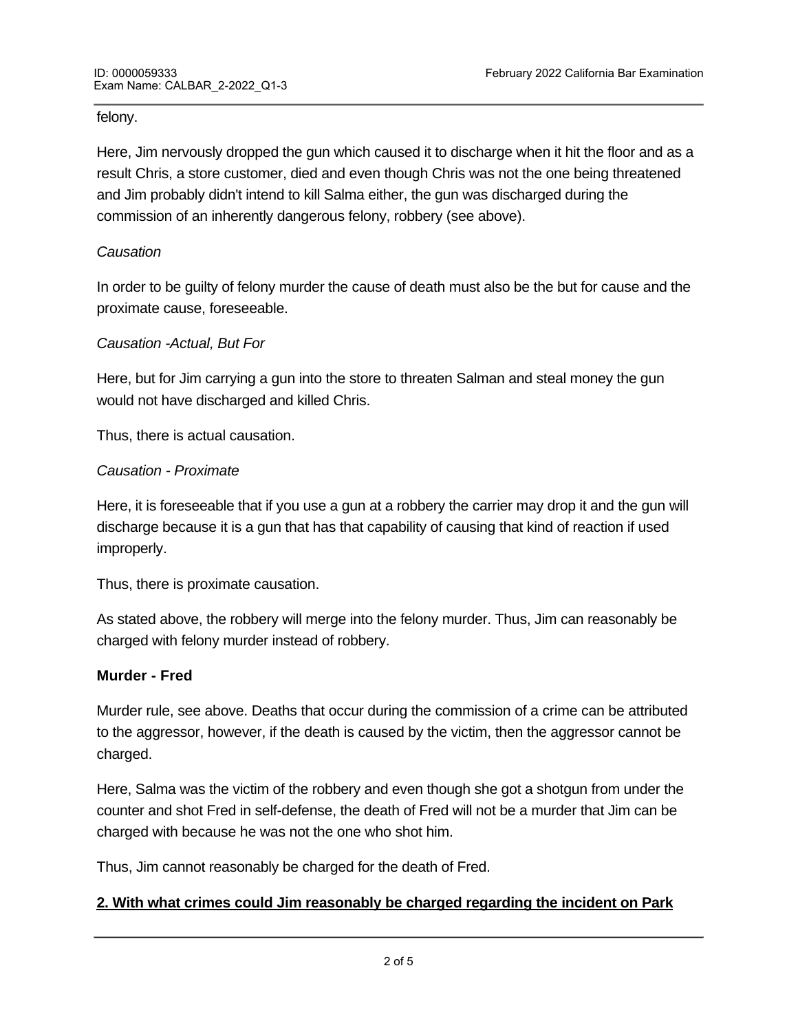felony.

Here, Jim nervously dropped the gun which caused it to discharge when it hit the floor and as a result Chris, a store customer, died and even though Chris was not the one being threatened and Jim probably didn't intend to kill Salma either, the gun was discharged during the commission of an inherently dangerous felony, robbery (see above).

*Causation*

In order to be guilty of felony murder the cause of death must also be the but for cause and the proximate cause, foreseeable.

*Causation -Actual, But For*

Here, but for Jim carrying a gun into the store to threaten Salman and steal money the gun would not have discharged and killed Chris.

Thus, there is actual causation.

*Causation - Proximate*

Here, it is foreseeable that if you use a gun at a robbery the carrier may drop it and the gun will discharge because it is a gun that has that capability of causing that kind of reaction if used improperly.

Thus, there is proximate causation.

As stated above, the robbery will merge into the felony murder. Thus, Jim can reasonably be charged with felony murder instead of robbery.

**Murder - Fred**

Murder rule, see above. Deaths that occur during the commission of a crime can be attributed to the aggressor, however, if the death is caused by the victim, then the aggressor cannot be charged.

Here, Salma was the victim of the robbery and even though she got a shotgun from under the counter and shot Fred in self-defense, the death of Fred will not be a murder that Jim can be charged with because he was not the one who shot him.

Thus, Jim cannot reasonably be charged for the death of Fred.

**2. With what crimes could Jim reasonably be charged regarding the incident on Park**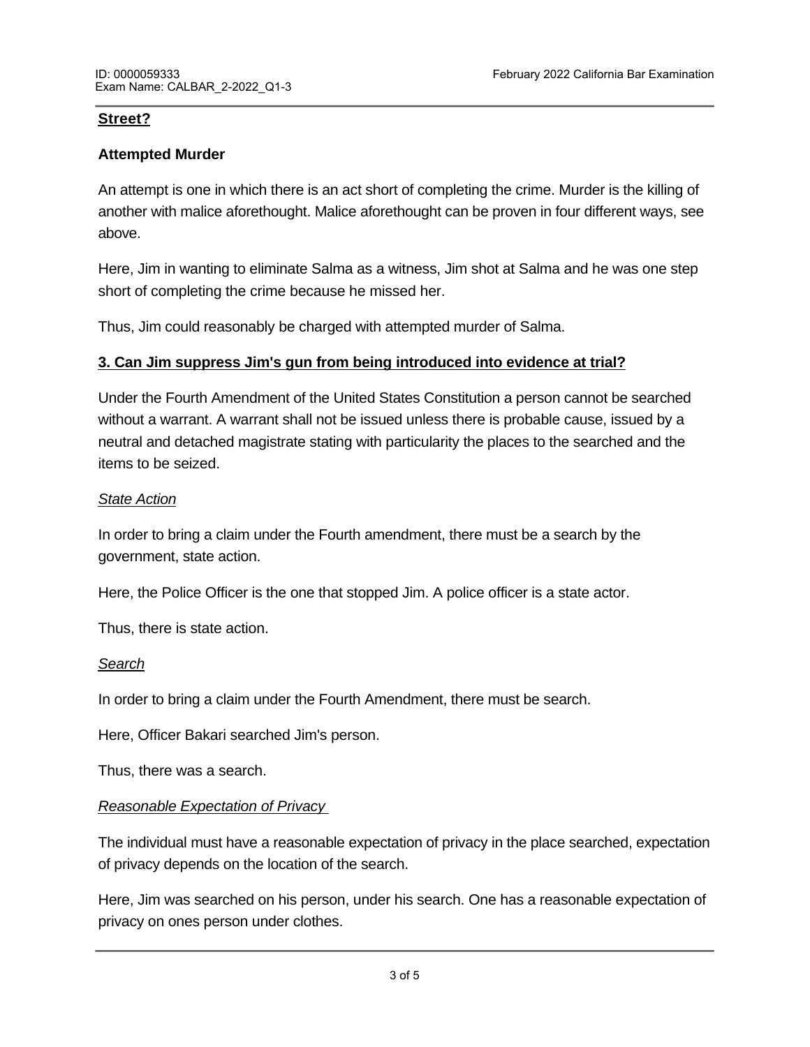**Street?**

**Attempted Murder**

An attempt is one in which there is an act short of completing the crime. Murder is the killing of another with malice aforethought. Malice aforethought can be proven in four different ways, see above.

Here, Jim in wanting to eliminate Salma as a witness, Jim shot at Salma and he was one step short of completing the crime because he missed her.

Thus, Jim could reasonably be charged with attempted murder of Salma.

**3. Can Jim suppress Jim's gun from being introduced into evidence at trial?**

Under the Fourth Amendment of the United States Constitution a person cannot be searched without a warrant. A warrant shall not be issued unless there is probable cause, issued by a neutral and detached magistrate stating with particularity the places to the searched and the items to be seized.

*State Action*

In order to bring a claim under the Fourth amendment, there must be a search by the government, state action.

Here, the Police Officer is the one that stopped Jim. A police officer is a state actor.

Thus, there is state action.

*Search*

In order to bring a claim under the Fourth Amendment, there must be search.

Here, Officer Bakari searched Jim's person.

Thus, there was a search.

*Reasonable Expectation of Privacy*

The individual must have a reasonable expectation of privacy in the place searched, expectation of privacy depends on the location of the search.

Here, Jim was searched on his person, under his search. One has a reasonable expectation of privacy on ones person under clothes.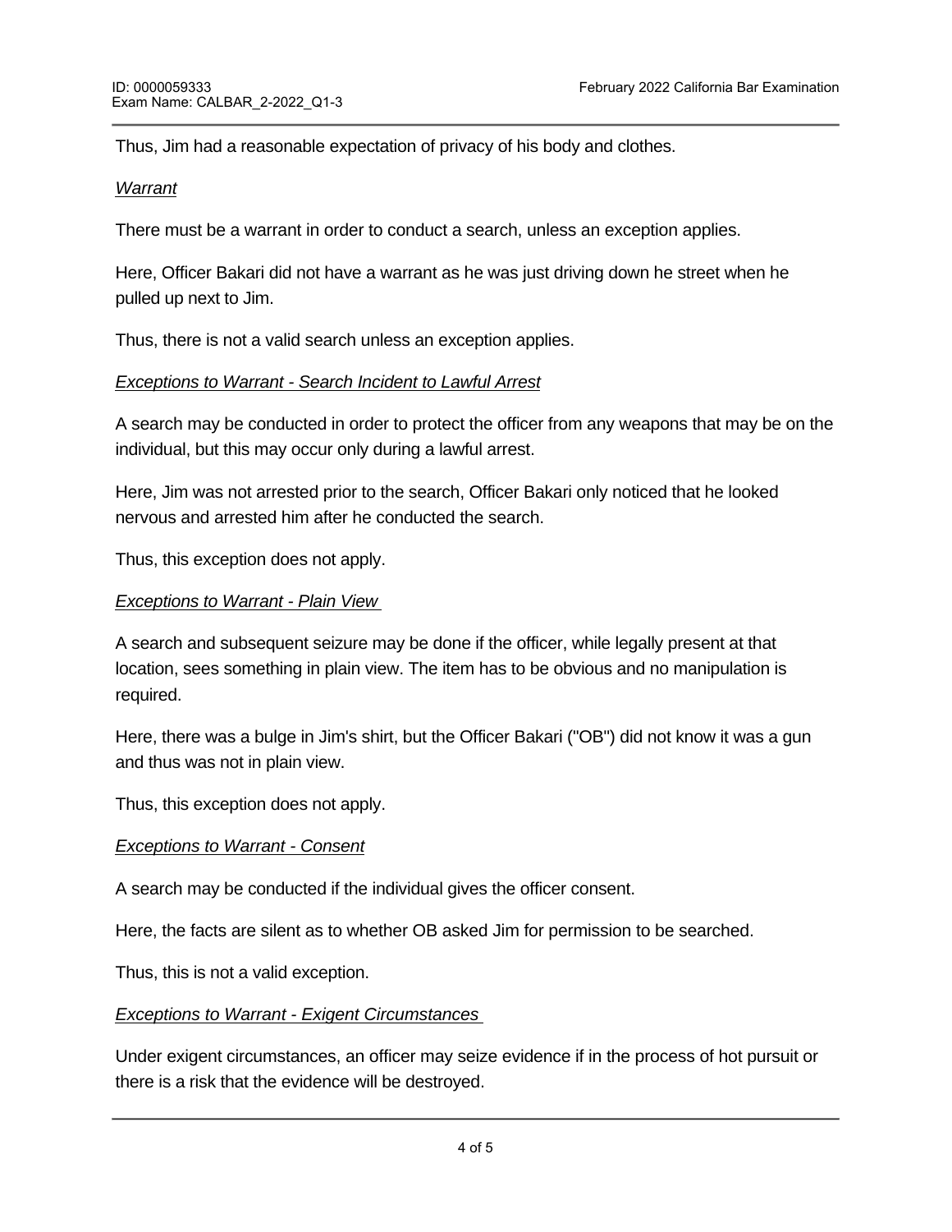Thus, Jim had a reasonable expectation of privacy of his body and clothes.

*Warrant*

There must be a warrant in order to conduct a search, unless an exception applies.

Here, Officer Bakari did not have a warrant as he was just driving down he street when he pulled up next to Jim.

Thus, there is not a valid search unless an exception applies.

*Exceptions to Warrant - Search Incident to Lawful Arrest*

A search may be conducted in order to protect the officer from any weapons that may be on the individual, but this may occur only during a lawful arrest.

Here, Jim was not arrested prior to the search, Officer Bakari only noticed that he looked nervous and arrested him after he conducted the search.

Thus, this exception does not apply.

*Exceptions to Warrant - Plain View*

A search and subsequent seizure may be done if the officer, while legally present at that location, sees something in plain view. The item has to be obvious and no manipulation is required.

Here, there was a bulge in Jim's shirt, but the Officer Bakari ("OB") did not know it was a gun and thus was not in plain view.

Thus, this exception does not apply.

*Exceptions to Warrant - Consent*

A search may be conducted if the individual gives the officer consent.

Here, the facts are silent as to whether OB asked Jim for permission to be searched.

Thus, this is not a valid exception.

*Exceptions to Warrant - Exigent Circumstances*

Under exigent circumstances, an officer may seize evidence if in the process of hot pursuit or there is a risk that the evidence will be destroyed.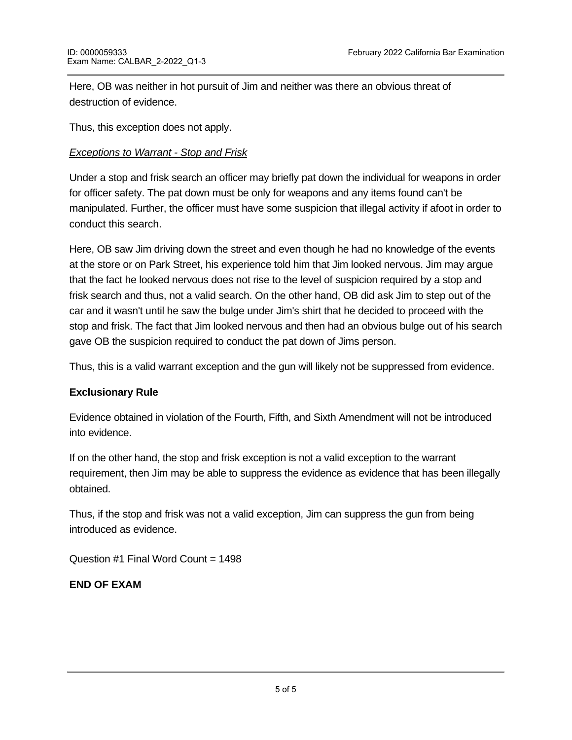Here, OB was neither in hot pursuit of Jim and neither was there an obvious threat of destruction of evidence.

Thus, this exception does not apply.

*Exceptions to Warrant - Stop and Frisk*

Under a stop and frisk search an officer may briefly pat down the individual for weapons in order for officer safety. The pat down must be only for weapons and any items found can't be manipulated. Further, the officer must have some suspicion that illegal activity if afoot in order to conduct this search.

Here, OB saw Jim driving down the street and even though he had no knowledge of the events at the store or on Park Street, his experience told him that Jim looked nervous. Jim may argue that the fact he looked nervous does not rise to the level of suspicion required by a stop and frisk search and thus, not a valid search. On the other hand, OB did ask Jim to step out of the car and it wasn't until he saw the bulge under Jim's shirt that he decided to proceed with the stop and frisk. The fact that Jim looked nervous and then had an obvious bulge out of his search gave OB the suspicion required to conduct the pat down of Jims person.

Thus, this is a valid warrant exception and the gun will likely not be suppressed from evidence.

**Exclusionary Rule**

Evidence obtained in violation of the Fourth, Fifth, and Sixth Amendment will not be introduced into evidence.

If on the other hand, the stop and frisk exception is not a valid exception to the warrant requirement, then Jim may be able to suppress the evidence as evidence that has been illegally obtained.

Thus, if the stop and frisk was not a valid exception, Jim can suppress the gun from being introduced as evidence.

Question #1 Final Word Count = 1498

**END OF EXAM**